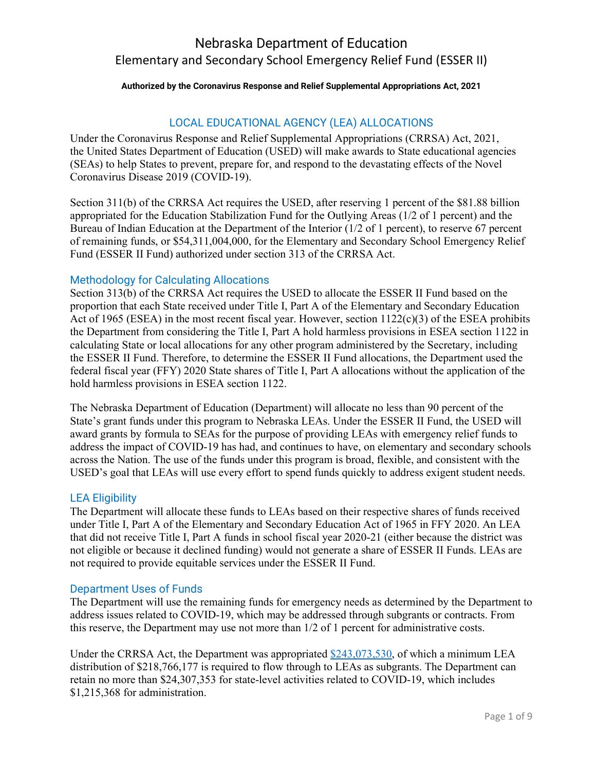# Nebraska Department of Education
## Elementary and Secondary School Emergency Relief Fund (ESSER II)

**Authorized by the Coronavirus Response and Relief Supplemental Appropriations Act, 2021**

## LOCAL EDUCATIONAL AGENCY (LEA) ALLOCATIONS

Under the Coronavirus Response and Relief Supplemental Appropriations (CRRSA) Act, 2021, the United States Department of Education (USED) will make awards to State educational agencies (SEAs) to help States to prevent, prepare for, and respond to the devastating effects of the Novel Coronavirus Disease 2019 (COVID-19).

Section 311(b) of the CRRSA Act requires the USED, after reserving 1 percent of the $81.88 billion appropriated for the Education Stabilization Fund for the Outlying Areas (1/2 of 1 percent) and the Bureau of Indian Education at the Department of the Interior (1/2 of 1 percent), to reserve 67 percent of remaining funds, or $54,311,004,000, for the Elementary and Secondary School Emergency Relief Fund (ESSER II Fund) authorized under section 313 of the CRRSA Act.

### Methodology for Calculating Allocations

Section 313(b) of the CRRSA Act requires the USED to allocate the ESSER II Fund based on the proportion that each State received under Title I, Part A of the Elementary and Secondary Education Act of 1965 (ESEA) in the most recent fiscal year. However, section 1122(c)(3) of the ESEA prohibits the Department from considering the Title I, Part A hold harmless provisions in ESEA section 1122 in calculating State or local allocations for any other program administered by the Secretary, including the ESSER II Fund. Therefore, to determine the ESSER II Fund allocations, the Department used the federal fiscal year (FFY) 2020 State shares of Title I, Part A allocations without the application of the hold harmless provisions in ESEA section 1122.

The Nebraska Department of Education (Department) will allocate no less than 90 percent of the State's grant funds under this program to Nebraska LEAs. Under the ESSER II Fund, the USED will award grants by formula to SEAs for the purpose of providing LEAs with emergency relief funds to address the impact of COVID-19 has had, and continues to have, on elementary and secondary schools across the Nation. The use of the funds under this program is broad, flexible, and consistent with the USED's goal that LEAs will use every effort to spend funds quickly to address exigent student needs.

### LEA Eligibility

The Department will allocate these funds to LEAs based on their respective shares of funds received under Title I, Part A of the Elementary and Secondary Education Act of 1965 in FFY 2020. An LEA that did not receive Title I, Part A funds in school fiscal year 2020-21 (either because the district was not eligible or because it declined funding) would not generate a share of ESSER II Funds. LEAs are not required to provide equitable services under the ESSER II Fund.

### Department Uses of Funds

The Department will use the remaining funds for emergency needs as determined by the Department to address issues related to COVID-19, which may be addressed through subgrants or contracts. From this reserve, the Department may use not more than 1/2 of 1 percent for administrative costs.

Under the CRRSA Act, the Department was appropriated $243,073,530, of which a minimum LEA distribution of $218,766,177 is required to flow through to LEAs as subgrants. The Department can retain no more than $24,307,353 for state-level activities related to COVID-19, which includes $1,215,368 for administration.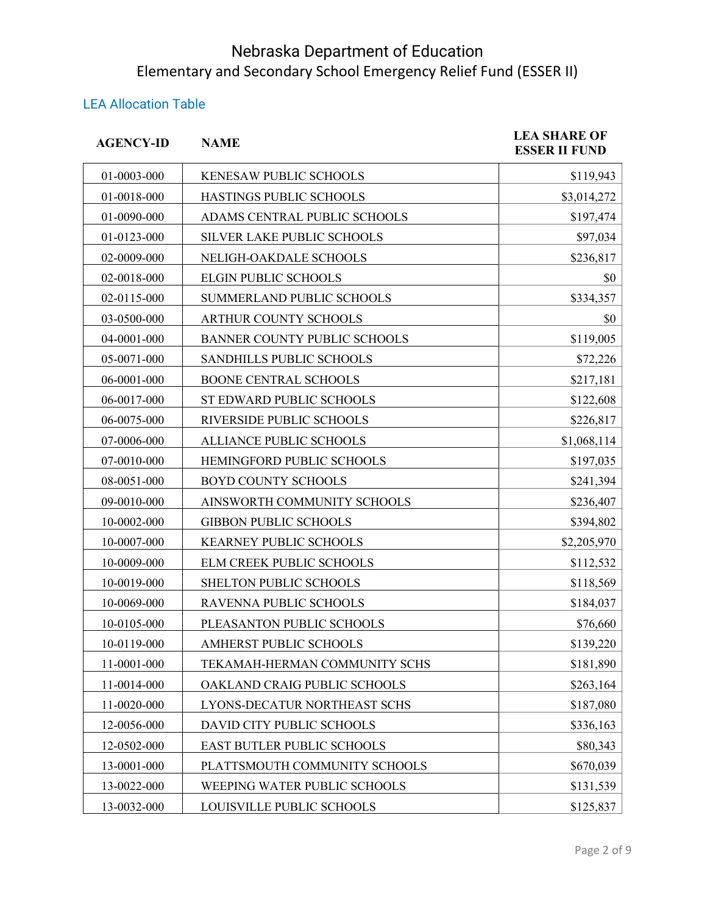# Nebraska Department of Education
## Elementary and Secondary School Emergency Relief Fund (ESSER II)

### LEA Allocation Table

| AGENCY-ID | NAME | LEA SHARE OF ESSER II FUND |
|---|---|---|
| 01-0003-000 | KENESAW PUBLIC SCHOOLS | $119,943 |
| 01-0018-000 | HASTINGS PUBLIC SCHOOLS | $3,014,272 |
| 01-0090-000 | ADAMS CENTRAL PUBLIC SCHOOLS | $197,474 |
| 01-0123-000 | SILVER LAKE PUBLIC SCHOOLS | $97,034 |
| 02-0009-000 | NELIGH-OAKDALE SCHOOLS | $236,817 |
| 02-0018-000 | ELGIN PUBLIC SCHOOLS | $0 |
| 02-0115-000 | SUMMERLAND PUBLIC SCHOOLS | $334,357 |
| 03-0500-000 | ARTHUR COUNTY SCHOOLS | $0 |
| 04-0001-000 | BANNER COUNTY PUBLIC SCHOOLS | $119,005 |
| 05-0071-000 | SANDHILLS PUBLIC SCHOOLS | $72,226 |
| 06-0001-000 | BOONE CENTRAL SCHOOLS | $217,181 |
| 06-0017-000 | ST EDWARD PUBLIC SCHOOLS | $122,608 |
| 06-0075-000 | RIVERSIDE PUBLIC SCHOOLS | $226,817 |
| 07-0006-000 | ALLIANCE PUBLIC SCHOOLS | $1,068,114 |
| 07-0010-000 | HEMINGFORD PUBLIC SCHOOLS | $197,035 |
| 08-0051-000 | BOYD COUNTY SCHOOLS | $241,394 |
| 09-0010-000 | AINSWORTH COMMUNITY SCHOOLS | $236,407 |
| 10-0002-000 | GIBBON PUBLIC SCHOOLS | $394,802 |
| 10-0007-000 | KEARNEY PUBLIC SCHOOLS | $2,205,970 |
| 10-0009-000 | ELM CREEK PUBLIC SCHOOLS | $112,532 |
| 10-0019-000 | SHELTON PUBLIC SCHOOLS | $118,569 |
| 10-0069-000 | RAVENNA PUBLIC SCHOOLS | $184,037 |
| 10-0105-000 | PLEASANTON PUBLIC SCHOOLS | $76,660 |
| 10-0119-000 | AMHERST PUBLIC SCHOOLS | $139,220 |
| 11-0001-000 | TEKAMAH-HERMAN COMMUNITY SCHS | $181,890 |
| 11-0014-000 | OAKLAND CRAIG PUBLIC SCHOOLS | $263,164 |
| 11-0020-000 | LYONS-DECATUR NORTHEAST SCHS | $187,080 |
| 12-0056-000 | DAVID CITY PUBLIC SCHOOLS | $336,163 |
| 12-0502-000 | EAST BUTLER PUBLIC SCHOOLS | $80,343 |
| 13-0001-000 | PLATTSMOUTH COMMUNITY SCHOOLS | $670,039 |
| 13-0022-000 | WEEPING WATER PUBLIC SCHOOLS | $131,539 |
| 13-0032-000 | LOUISVILLE PUBLIC SCHOOLS | $125,837 |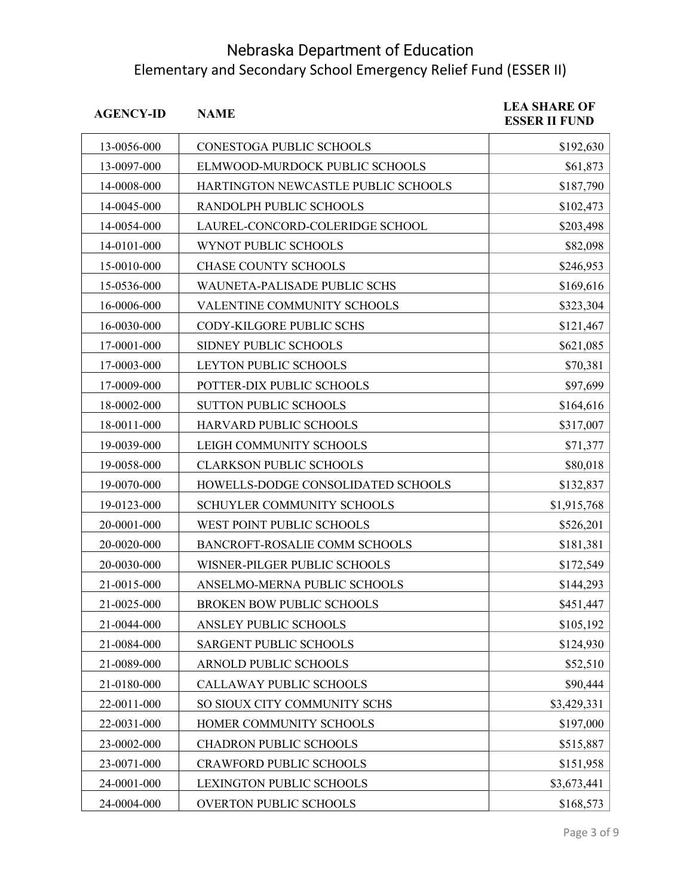# Nebraska Department of Education
## Elementary and Secondary School Emergency Relief Fund (ESSER II)

| AGENCY-ID | NAME | LEA SHARE OF ESSER II FUND |
|---|---|---:|
| 13-0056-000 | CONESTOGA PUBLIC SCHOOLS | $192,630 |
| 13-0097-000 | ELMWOOD-MURDOCK PUBLIC SCHOOLS | $61,873 |
| 14-0008-000 | HARTINGTON NEWCASTLE PUBLIC SCHOOLS | $187,790 |
| 14-0045-000 | RANDOLPH PUBLIC SCHOOLS | $102,473 |
| 14-0054-000 | LAUREL-CONCORD-COLERIDGE SCHOOL | $203,498 |
| 14-0101-000 | WYNOT PUBLIC SCHOOLS | $82,098 |
| 15-0010-000 | CHASE COUNTY SCHOOLS | $246,953 |
| 15-0536-000 | WAUNETA-PALISADE PUBLIC SCHS | $169,616 |
| 16-0006-000 | VALENTINE COMMUNITY SCHOOLS | $323,304 |
| 16-0030-000 | CODY-KILGORE PUBLIC SCHS | $121,467 |
| 17-0001-000 | SIDNEY PUBLIC SCHOOLS | $621,085 |
| 17-0003-000 | LEYTON PUBLIC SCHOOLS | $70,381 |
| 17-0009-000 | POTTER-DIX PUBLIC SCHOOLS | $97,699 |
| 18-0002-000 | SUTTON PUBLIC SCHOOLS | $164,616 |
| 18-0011-000 | HARVARD PUBLIC SCHOOLS | $317,007 |
| 19-0039-000 | LEIGH COMMUNITY SCHOOLS | $71,377 |
| 19-0058-000 | CLARKSON PUBLIC SCHOOLS | $80,018 |
| 19-0070-000 | HOWELLS-DODGE CONSOLIDATED SCHOOLS | $132,837 |
| 19-0123-000 | SCHUYLER COMMUNITY SCHOOLS | $1,915,768 |
| 20-0001-000 | WEST POINT PUBLIC SCHOOLS | $526,201 |
| 20-0020-000 | BANCROFT-ROSALIE COMM SCHOOLS | $181,381 |
| 20-0030-000 | WISNER-PILGER PUBLIC SCHOOLS | $172,549 |
| 21-0015-000 | ANSELMO-MERNA PUBLIC SCHOOLS | $144,293 |
| 21-0025-000 | BROKEN BOW PUBLIC SCHOOLS | $451,447 |
| 21-0044-000 | ANSLEY PUBLIC SCHOOLS | $105,192 |
| 21-0084-000 | SARGENT PUBLIC SCHOOLS | $124,930 |
| 21-0089-000 | ARNOLD PUBLIC SCHOOLS | $52,510 |
| 21-0180-000 | CALLAWAY PUBLIC SCHOOLS | $90,444 |
| 22-0011-000 | SO SIOUX CITY COMMUNITY SCHS | $3,429,331 |
| 22-0031-000 | HOMER COMMUNITY SCHOOLS | $197,000 |
| 23-0002-000 | CHADRON PUBLIC SCHOOLS | $515,887 |
| 23-0071-000 | CRAWFORD PUBLIC SCHOOLS | $151,958 |
| 24-0001-000 | LEXINGTON PUBLIC SCHOOLS | $3,673,441 |
| 24-0004-000 | OVERTON PUBLIC SCHOOLS | $168,573 |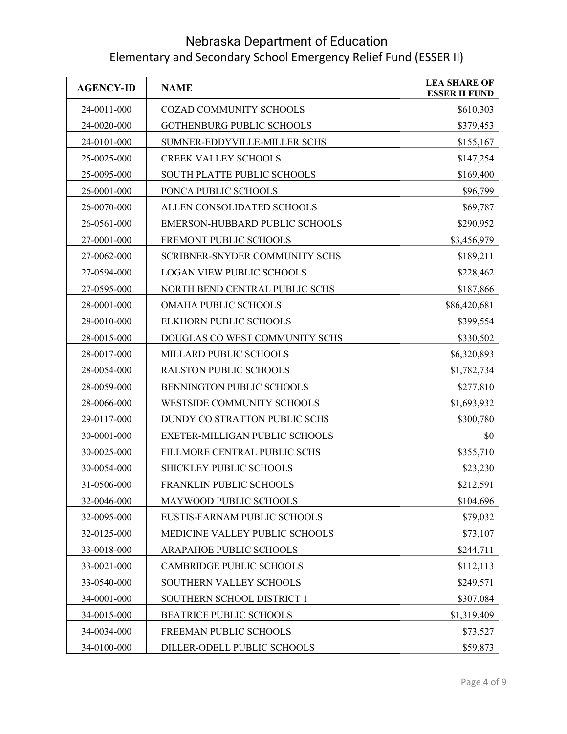# Nebraska Department of Education
## Elementary and Secondary School Emergency Relief Fund (ESSER II)

| AGENCY-ID | NAME | LEA SHARE OF ESSER II FUND |
|---|---|---|
| 24-0011-000 | COZAD COMMUNITY SCHOOLS | $610,303 |
| 24-0020-000 | GOTHENBURG PUBLIC SCHOOLS | $379,453 |
| 24-0101-000 | SUMNER-EDDYVILLE-MILLER SCHS | $155,167 |
| 25-0025-000 | CREEK VALLEY SCHOOLS | $147,254 |
| 25-0095-000 | SOUTH PLATTE PUBLIC SCHOOLS | $169,400 |
| 26-0001-000 | PONCA PUBLIC SCHOOLS | $96,799 |
| 26-0070-000 | ALLEN CONSOLIDATED SCHOOLS | $69,787 |
| 26-0561-000 | EMERSON-HUBBARD PUBLIC SCHOOLS | $290,952 |
| 27-0001-000 | FREMONT PUBLIC SCHOOLS | $3,456,979 |
| 27-0062-000 | SCRIBNER-SNYDER COMMUNITY SCHS | $189,211 |
| 27-0594-000 | LOGAN VIEW PUBLIC SCHOOLS | $228,462 |
| 27-0595-000 | NORTH BEND CENTRAL PUBLIC SCHS | $187,866 |
| 28-0001-000 | OMAHA PUBLIC SCHOOLS | $86,420,681 |
| 28-0010-000 | ELKHORN PUBLIC SCHOOLS | $399,554 |
| 28-0015-000 | DOUGLAS CO WEST COMMUNITY SCHS | $330,502 |
| 28-0017-000 | MILLARD PUBLIC SCHOOLS | $6,320,893 |
| 28-0054-000 | RALSTON PUBLIC SCHOOLS | $1,782,734 |
| 28-0059-000 | BENNINGTON PUBLIC SCHOOLS | $277,810 |
| 28-0066-000 | WESTSIDE COMMUNITY SCHOOLS | $1,693,932 |
| 29-0117-000 | DUNDY CO STRATTON PUBLIC SCHS | $300,780 |
| 30-0001-000 | EXETER-MILLIGAN PUBLIC SCHOOLS | $0 |
| 30-0025-000 | FILLMORE CENTRAL PUBLIC SCHS | $355,710 |
| 30-0054-000 | SHICKLEY PUBLIC SCHOOLS | $23,230 |
| 31-0506-000 | FRANKLIN PUBLIC SCHOOLS | $212,591 |
| 32-0046-000 | MAYWOOD PUBLIC SCHOOLS | $104,696 |
| 32-0095-000 | EUSTIS-FARNAM PUBLIC SCHOOLS | $79,032 |
| 32-0125-000 | MEDICINE VALLEY PUBLIC SCHOOLS | $73,107 |
| 33-0018-000 | ARAPAHOE PUBLIC SCHOOLS | $244,711 |
| 33-0021-000 | CAMBRIDGE PUBLIC SCHOOLS | $112,113 |
| 33-0540-000 | SOUTHERN VALLEY SCHOOLS | $249,571 |
| 34-0001-000 | SOUTHERN SCHOOL DISTRICT 1 | $307,084 |
| 34-0015-000 | BEATRICE PUBLIC SCHOOLS | $1,319,409 |
| 34-0034-000 | FREEMAN PUBLIC SCHOOLS | $73,527 |
| 34-0100-000 | DILLER-ODELL PUBLIC SCHOOLS | $59,873 |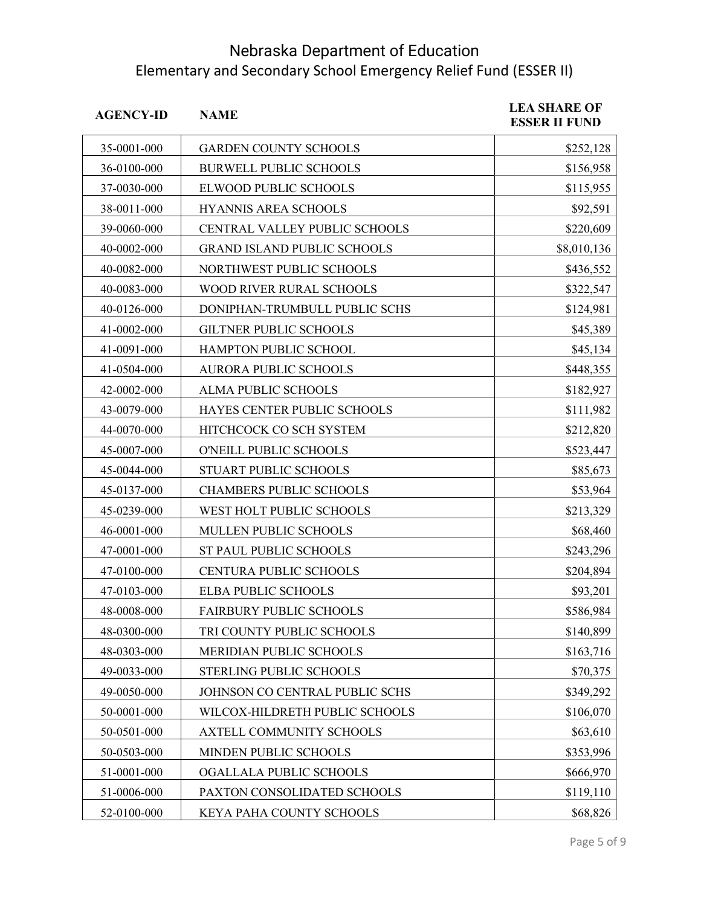# Nebraska Department of Education
## Elementary and Secondary School Emergency Relief Fund (ESSER II)

| AGENCY-ID | NAME | LEA SHARE OF ESSER II FUND |
|---|---|---|
| 35-0001-000 | GARDEN COUNTY SCHOOLS | $252,128 |
| 36-0100-000 | BURWELL PUBLIC SCHOOLS | $156,958 |
| 37-0030-000 | ELWOOD PUBLIC SCHOOLS | $115,955 |
| 38-0011-000 | HYANNIS AREA SCHOOLS | $92,591 |
| 39-0060-000 | CENTRAL VALLEY PUBLIC SCHOOLS | $220,609 |
| 40-0002-000 | GRAND ISLAND PUBLIC SCHOOLS | $8,010,136 |
| 40-0082-000 | NORTHWEST PUBLIC SCHOOLS | $436,552 |
| 40-0083-000 | WOOD RIVER RURAL SCHOOLS | $322,547 |
| 40-0126-000 | DONIPHAN-TRUMBULL PUBLIC SCHS | $124,981 |
| 41-0002-000 | GILTNER PUBLIC SCHOOLS | $45,389 |
| 41-0091-000 | HAMPTON PUBLIC SCHOOL | $45,134 |
| 41-0504-000 | AURORA PUBLIC SCHOOLS | $448,355 |
| 42-0002-000 | ALMA PUBLIC SCHOOLS | $182,927 |
| 43-0079-000 | HAYES CENTER PUBLIC SCHOOLS | $111,982 |
| 44-0070-000 | HITCHCOCK CO SCH SYSTEM | $212,820 |
| 45-0007-000 | O'NEILL PUBLIC SCHOOLS | $523,447 |
| 45-0044-000 | STUART PUBLIC SCHOOLS | $85,673 |
| 45-0137-000 | CHAMBERS PUBLIC SCHOOLS | $53,964 |
| 45-0239-000 | WEST HOLT PUBLIC SCHOOLS | $213,329 |
| 46-0001-000 | MULLEN PUBLIC SCHOOLS | $68,460 |
| 47-0001-000 | ST PAUL PUBLIC SCHOOLS | $243,296 |
| 47-0100-000 | CENTURA PUBLIC SCHOOLS | $204,894 |
| 47-0103-000 | ELBA PUBLIC SCHOOLS | $93,201 |
| 48-0008-000 | FAIRBURY PUBLIC SCHOOLS | $586,984 |
| 48-0300-000 | TRI COUNTY PUBLIC SCHOOLS | $140,899 |
| 48-0303-000 | MERIDIAN PUBLIC SCHOOLS | $163,716 |
| 49-0033-000 | STERLING PUBLIC SCHOOLS | $70,375 |
| 49-0050-000 | JOHNSON CO CENTRAL PUBLIC SCHS | $349,292 |
| 50-0001-000 | WILCOX-HILDRETH PUBLIC SCHOOLS | $106,070 |
| 50-0501-000 | AXTELL COMMUNITY SCHOOLS | $63,610 |
| 50-0503-000 | MINDEN PUBLIC SCHOOLS | $353,996 |
| 51-0001-000 | OGALLALA PUBLIC SCHOOLS | $666,970 |
| 51-0006-000 | PAXTON CONSOLIDATED SCHOOLS | $119,110 |
| 52-0100-000 | KEYA PAHA COUNTY SCHOOLS | $68,826 |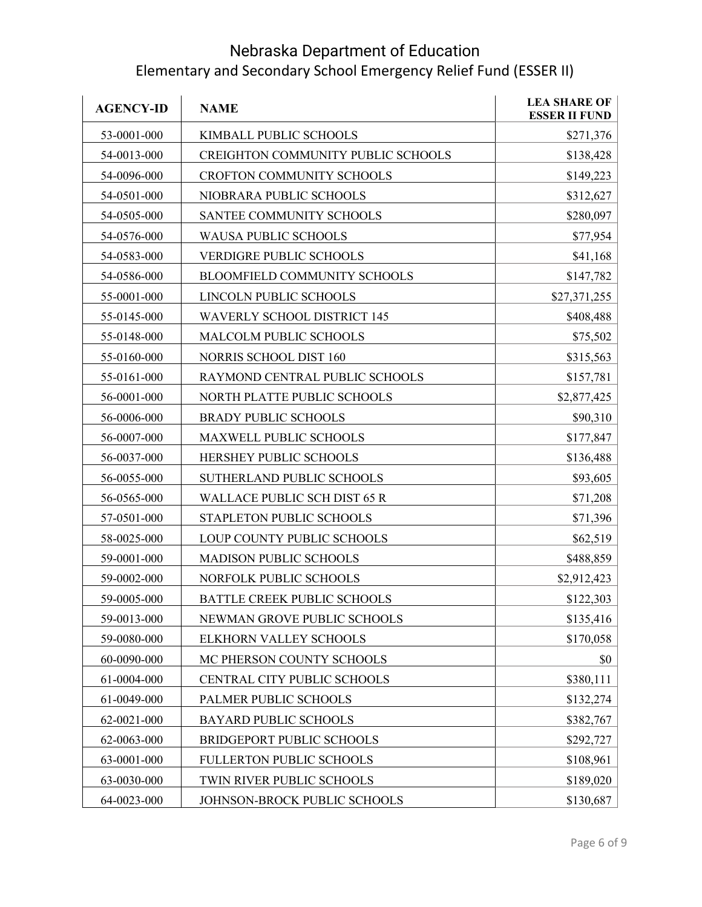# Nebraska Department of Education
## Elementary and Secondary School Emergency Relief Fund (ESSER II)

| AGENCY-ID | NAME | LEA SHARE OF ESSER II FUND |
|---|---|---|
| 53-0001-000 | KIMBALL PUBLIC SCHOOLS | $271,376 |
| 54-0013-000 | CREIGHTON COMMUNITY PUBLIC SCHOOLS | $138,428 |
| 54-0096-000 | CROFTON COMMUNITY SCHOOLS | $149,223 |
| 54-0501-000 | NIOBRARA PUBLIC SCHOOLS | $312,627 |
| 54-0505-000 | SANTEE COMMUNITY SCHOOLS | $280,097 |
| 54-0576-000 | WAUSA PUBLIC SCHOOLS | $77,954 |
| 54-0583-000 | VERDIGRE PUBLIC SCHOOLS | $41,168 |
| 54-0586-000 | BLOOMFIELD COMMUNITY SCHOOLS | $147,782 |
| 55-0001-000 | LINCOLN PUBLIC SCHOOLS | $27,371,255 |
| 55-0145-000 | WAVERLY SCHOOL DISTRICT 145 | $408,488 |
| 55-0148-000 | MALCOLM PUBLIC SCHOOLS | $75,502 |
| 55-0160-000 | NORRIS SCHOOL DIST 160 | $315,563 |
| 55-0161-000 | RAYMOND CENTRAL PUBLIC SCHOOLS | $157,781 |
| 56-0001-000 | NORTH PLATTE PUBLIC SCHOOLS | $2,877,425 |
| 56-0006-000 | BRADY PUBLIC SCHOOLS | $90,310 |
| 56-0007-000 | MAXWELL PUBLIC SCHOOLS | $177,847 |
| 56-0037-000 | HERSHEY PUBLIC SCHOOLS | $136,488 |
| 56-0055-000 | SUTHERLAND PUBLIC SCHOOLS | $93,605 |
| 56-0565-000 | WALLACE PUBLIC SCH DIST 65 R | $71,208 |
| 57-0501-000 | STAPLETON PUBLIC SCHOOLS | $71,396 |
| 58-0025-000 | LOUP COUNTY PUBLIC SCHOOLS | $62,519 |
| 59-0001-000 | MADISON PUBLIC SCHOOLS | $488,859 |
| 59-0002-000 | NORFOLK PUBLIC SCHOOLS | $2,912,423 |
| 59-0005-000 | BATTLE CREEK PUBLIC SCHOOLS | $122,303 |
| 59-0013-000 | NEWMAN GROVE PUBLIC SCHOOLS | $135,416 |
| 59-0080-000 | ELKHORN VALLEY SCHOOLS | $170,058 |
| 60-0090-000 | MC PHERSON COUNTY SCHOOLS | $0 |
| 61-0004-000 | CENTRAL CITY PUBLIC SCHOOLS | $380,111 |
| 61-0049-000 | PALMER PUBLIC SCHOOLS | $132,274 |
| 62-0021-000 | BAYARD PUBLIC SCHOOLS | $382,767 |
| 62-0063-000 | BRIDGEPORT PUBLIC SCHOOLS | $292,727 |
| 63-0001-000 | FULLERTON PUBLIC SCHOOLS | $108,961 |
| 63-0030-000 | TWIN RIVER PUBLIC SCHOOLS | $189,020 |
| 64-0023-000 | JOHNSON-BROCK PUBLIC SCHOOLS | $130,687 |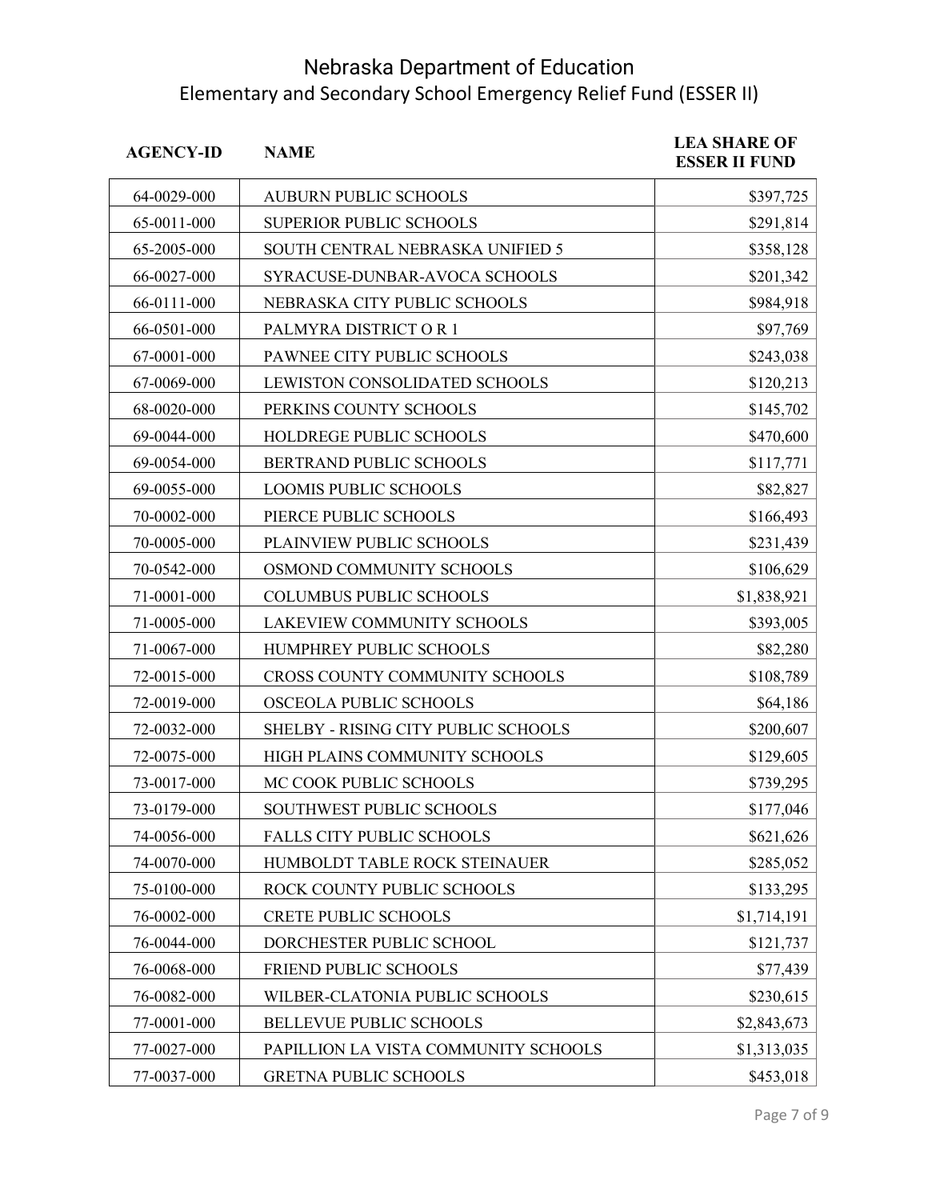# Nebraska Department of Education
## Elementary and Secondary School Emergency Relief Fund (ESSER II)

| AGENCY-ID | NAME | LEA SHARE OF ESSER II FUND |
|---|---|---|
| 64-0029-000 | AUBURN PUBLIC SCHOOLS | $397,725 |
| 65-0011-000 | SUPERIOR PUBLIC SCHOOLS | $291,814 |
| 65-2005-000 | SOUTH CENTRAL NEBRASKA UNIFIED 5 | $358,128 |
| 66-0027-000 | SYRACUSE-DUNBAR-AVOCA SCHOOLS | $201,342 |
| 66-0111-000 | NEBRASKA CITY PUBLIC SCHOOLS | $984,918 |
| 66-0501-000 | PALMYRA DISTRICT O R 1 | $97,769 |
| 67-0001-000 | PAWNEE CITY PUBLIC SCHOOLS | $243,038 |
| 67-0069-000 | LEWISTON CONSOLIDATED SCHOOLS | $120,213 |
| 68-0020-000 | PERKINS COUNTY SCHOOLS | $145,702 |
| 69-0044-000 | HOLDREGE PUBLIC SCHOOLS | $470,600 |
| 69-0054-000 | BERTRAND PUBLIC SCHOOLS | $117,771 |
| 69-0055-000 | LOOMIS PUBLIC SCHOOLS | $82,827 |
| 70-0002-000 | PIERCE PUBLIC SCHOOLS | $166,493 |
| 70-0005-000 | PLAINVIEW PUBLIC SCHOOLS | $231,439 |
| 70-0542-000 | OSMOND COMMUNITY SCHOOLS | $106,629 |
| 71-0001-000 | COLUMBUS PUBLIC SCHOOLS | $1,838,921 |
| 71-0005-000 | LAKEVIEW COMMUNITY SCHOOLS | $393,005 |
| 71-0067-000 | HUMPHREY PUBLIC SCHOOLS | $82,280 |
| 72-0015-000 | CROSS COUNTY COMMUNITY SCHOOLS | $108,789 |
| 72-0019-000 | OSCEOLA PUBLIC SCHOOLS | $64,186 |
| 72-0032-000 | SHELBY - RISING CITY PUBLIC SCHOOLS | $200,607 |
| 72-0075-000 | HIGH PLAINS COMMUNITY SCHOOLS | $129,605 |
| 73-0017-000 | MC COOK PUBLIC SCHOOLS | $739,295 |
| 73-0179-000 | SOUTHWEST PUBLIC SCHOOLS | $177,046 |
| 74-0056-000 | FALLS CITY PUBLIC SCHOOLS | $621,626 |
| 74-0070-000 | HUMBOLDT TABLE ROCK STEINAUER | $285,052 |
| 75-0100-000 | ROCK COUNTY PUBLIC SCHOOLS | $133,295 |
| 76-0002-000 | CRETE PUBLIC SCHOOLS | $1,714,191 |
| 76-0044-000 | DORCHESTER PUBLIC SCHOOL | $121,737 |
| 76-0068-000 | FRIEND PUBLIC SCHOOLS | $77,439 |
| 76-0082-000 | WILBER-CLATONIA PUBLIC SCHOOLS | $230,615 |
| 77-0001-000 | BELLEVUE PUBLIC SCHOOLS | $2,843,673 |
| 77-0027-000 | PAPILLION LA VISTA COMMUNITY SCHOOLS | $1,313,035 |
| 77-0037-000 | GRETNA PUBLIC SCHOOLS | $453,018 |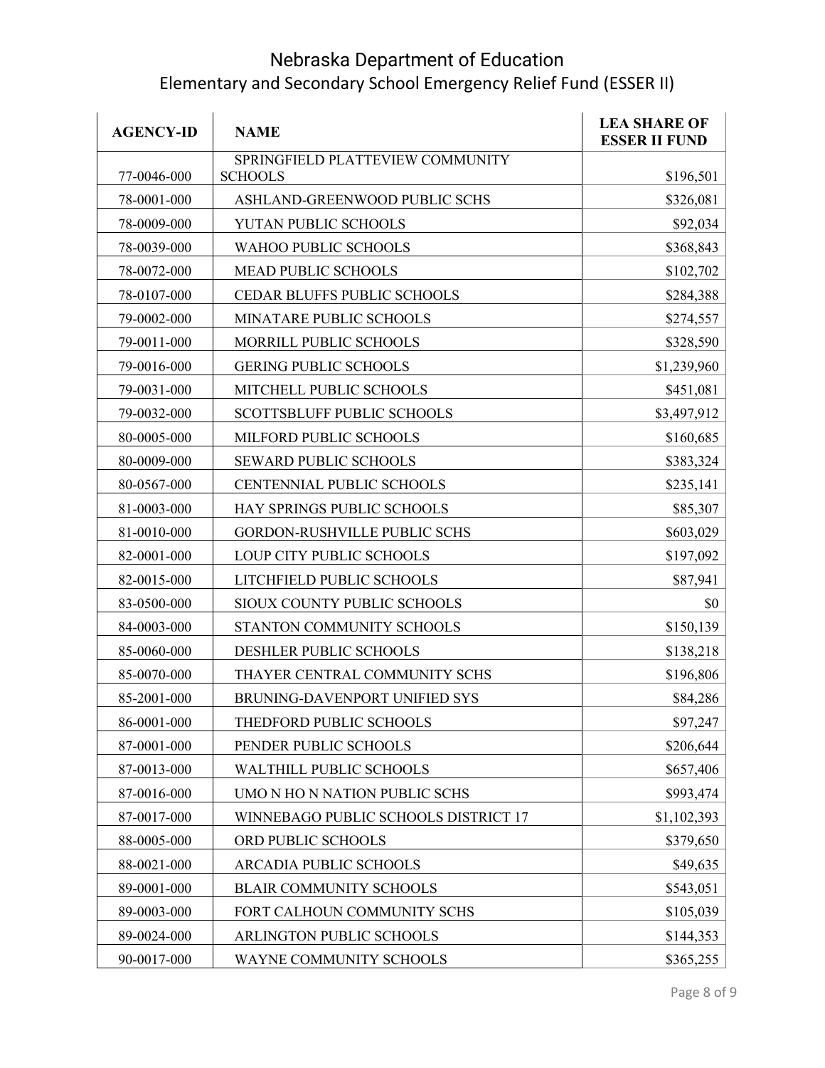# Nebraska Department of Education
## Elementary and Secondary School Emergency Relief Fund (ESSER II)

| AGENCY-ID | NAME | LEA SHARE OF ESSER II FUND |
|---|---|---|
| 77-0046-000 | SPRINGFIELD PLATTEVIEW COMMUNITY SCHOOLS | $196,501 |
| 78-0001-000 | ASHLAND-GREENWOOD PUBLIC SCHS | $326,081 |
| 78-0009-000 | YUTAN PUBLIC SCHOOLS | $92,034 |
| 78-0039-000 | WAHOO PUBLIC SCHOOLS | $368,843 |
| 78-0072-000 | MEAD PUBLIC SCHOOLS | $102,702 |
| 78-0107-000 | CEDAR BLUFFS PUBLIC SCHOOLS | $284,388 |
| 79-0002-000 | MINATARE PUBLIC SCHOOLS | $274,557 |
| 79-0011-000 | MORRILL PUBLIC SCHOOLS | $328,590 |
| 79-0016-000 | GERING PUBLIC SCHOOLS | $1,239,960 |
| 79-0031-000 | MITCHELL PUBLIC SCHOOLS | $451,081 |
| 79-0032-000 | SCOTTSBLUFF PUBLIC SCHOOLS | $3,497,912 |
| 80-0005-000 | MILFORD PUBLIC SCHOOLS | $160,685 |
| 80-0009-000 | SEWARD PUBLIC SCHOOLS | $383,324 |
| 80-0567-000 | CENTENNIAL PUBLIC SCHOOLS | $235,141 |
| 81-0003-000 | HAY SPRINGS PUBLIC SCHOOLS | $85,307 |
| 81-0010-000 | GORDON-RUSHVILLE PUBLIC SCHS | $603,029 |
| 82-0001-000 | LOUP CITY PUBLIC SCHOOLS | $197,092 |
| 82-0015-000 | LITCHFIELD PUBLIC SCHOOLS | $87,941 |
| 83-0500-000 | SIOUX COUNTY PUBLIC SCHOOLS | $0 |
| 84-0003-000 | STANTON COMMUNITY SCHOOLS | $150,139 |
| 85-0060-000 | DESHLER PUBLIC SCHOOLS | $138,218 |
| 85-0070-000 | THAYER CENTRAL COMMUNITY SCHS | $196,806 |
| 85-2001-000 | BRUNING-DAVENPORT UNIFIED SYS | $84,286 |
| 86-0001-000 | THEDFORD PUBLIC SCHOOLS | $97,247 |
| 87-0001-000 | PENDER PUBLIC SCHOOLS | $206,644 |
| 87-0013-000 | WALTHILL PUBLIC SCHOOLS | $657,406 |
| 87-0016-000 | UMO N HO N NATION PUBLIC SCHS | $993,474 |
| 87-0017-000 | WINNEBAGO PUBLIC SCHOOLS DISTRICT 17 | $1,102,393 |
| 88-0005-000 | ORD PUBLIC SCHOOLS | $379,650 |
| 88-0021-000 | ARCADIA PUBLIC SCHOOLS | $49,635 |
| 89-0001-000 | BLAIR COMMUNITY SCHOOLS | $543,051 |
| 89-0003-000 | FORT CALHOUN COMMUNITY SCHS | $105,039 |
| 89-0024-000 | ARLINGTON PUBLIC SCHOOLS | $144,353 |
| 90-0017-000 | WAYNE COMMUNITY SCHOOLS | $365,255 |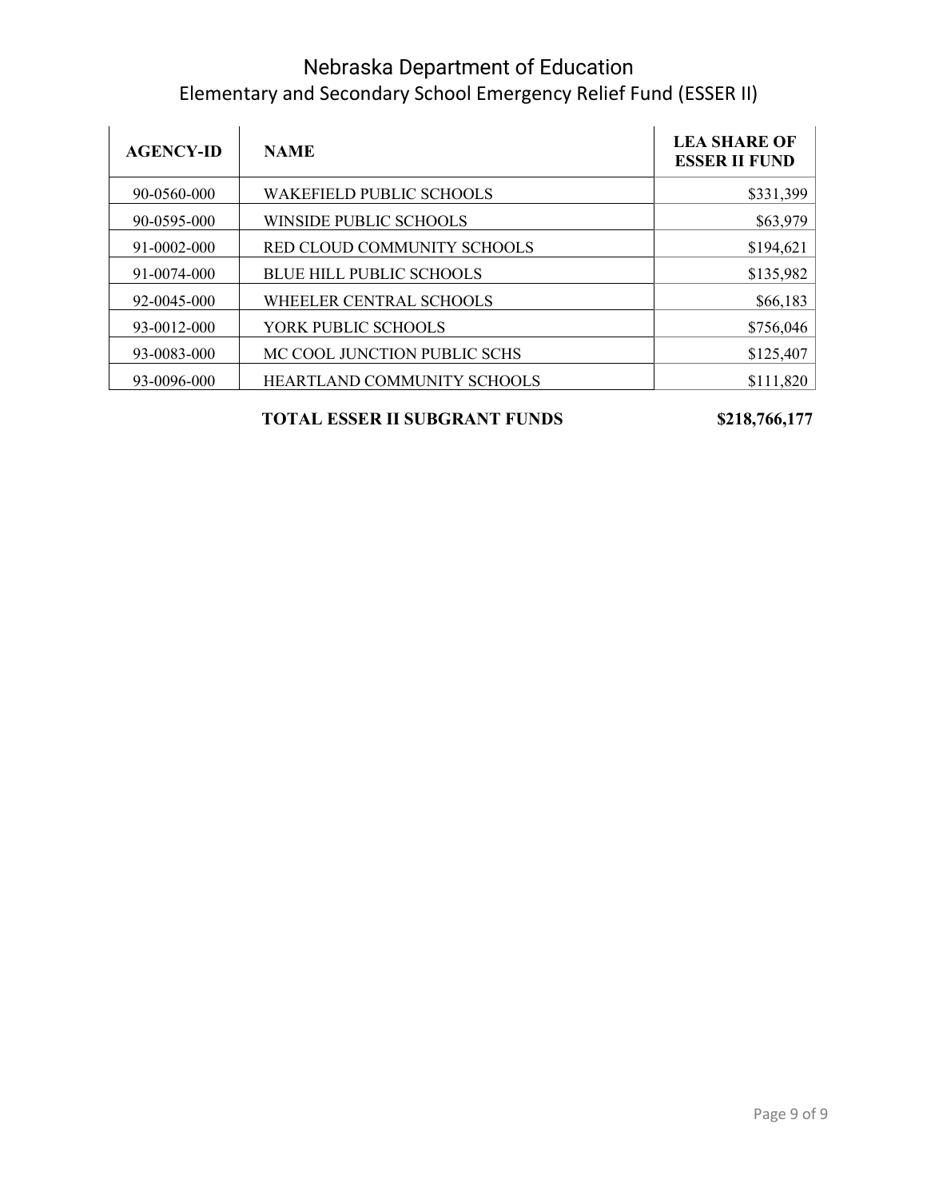# Nebraska Department of Education
## Elementary and Secondary School Emergency Relief Fund (ESSER II)

| AGENCY-ID | NAME | LEA SHARE OF ESSER II FUND |
|---|---|---|
| 90-0560-000 | WAKEFIELD PUBLIC SCHOOLS | $331,399 |
| 90-0595-000 | WINSIDE PUBLIC SCHOOLS | $63,979 |
| 91-0002-000 | RED CLOUD COMMUNITY SCHOOLS | $194,621 |
| 91-0074-000 | BLUE HILL PUBLIC SCHOOLS | $135,982 |
| 92-0045-000 | WHEELER CENTRAL SCHOOLS | $66,183 |
| 93-0012-000 | YORK PUBLIC SCHOOLS | $756,046 |
| 93-0083-000 | MC COOL JUNCTION PUBLIC SCHS | $125,407 |
| 93-0096-000 | HEARTLAND COMMUNITY SCHOOLS | $111,820 |

**TOTAL ESSER II SUBGRANT FUNDS** **$218,766,177**